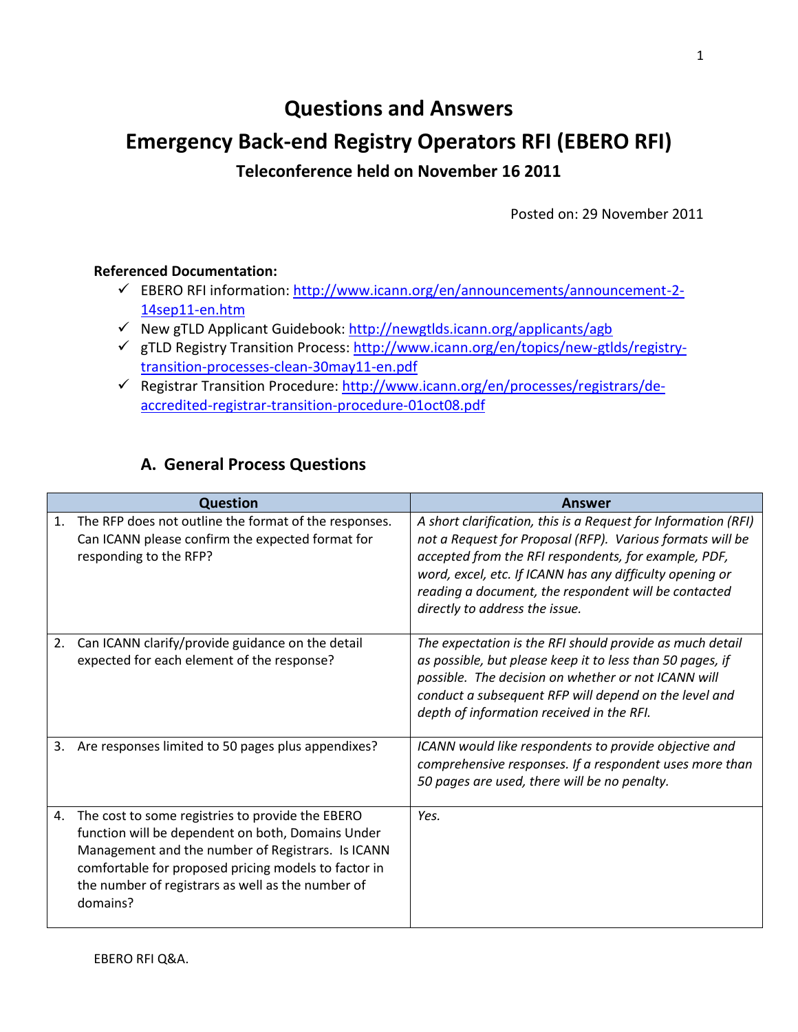# Questions and Answers

# Emergency Back-end Registry Operators RFI (EBERO RFI)

### Teleconference held on November 16 2011

Posted on: 29 November 2011

**Referenced Documentation:**

- ✓ EBERO RFI information: [http://www.icann.org/en/announcements/announcement-2-14sep11-en.htm](http://www.icann.org/en/announcements/announcement-2-14sep11-en.htm)
- ✓ New gTLD Applicant Guidebook: [http://newgtlds.icann.org/applicants/agb](http://newgtlds.icann.org/applicants/agb)
- ✓ gTLD Registry Transition Process: [http://www.icann.org/en/topics/new-gtlds/registry-transition-processes-clean-30may11-en.pdf](http://www.icann.org/en/topics/new-gtlds/registry-transition-processes-clean-30may11-en.pdf)
- ✓ Registrar Transition Procedure: [http://www.icann.org/en/processes/registrars/de-accredited-registrar-transition-procedure-01oct08.pdf](http://www.icann.org/en/processes/registrars/de-accredited-registrar-transition-procedure-01oct08.pdf)

## A. General Process Questions

| Question | Answer |
|---|---|
| 1. The RFP does not outline the format of the responses. Can ICANN please confirm the expected format for responding to the RFP? | *A short clarification, this is a Request for Information (RFI) not a Request for Proposal (RFP). Various formats will be accepted from the RFI respondents, for example, PDF, word, excel, etc. If ICANN has any difficulty opening or reading a document, the respondent will be contacted directly to address the issue.* |
| 2. Can ICANN clarify/provide guidance on the detail expected for each element of the response? | *The expectation is the RFI should provide as much detail as possible, but please keep it to less than 50 pages, if possible. The decision on whether or not ICANN will conduct a subsequent RFP will depend on the level and depth of information received in the RFI.* |
| 3. Are responses limited to 50 pages plus appendixes? | *ICANN would like respondents to provide objective and comprehensive responses. If a respondent uses more than 50 pages are used, there will be no penalty.* |
| 4. The cost to some registries to provide the EBERO function will be dependent on both, Domains Under Management and the number of Registrars. Is ICANN comfortable for proposed pricing models to factor in the number of registrars as well as the number of domains? | *Yes.* |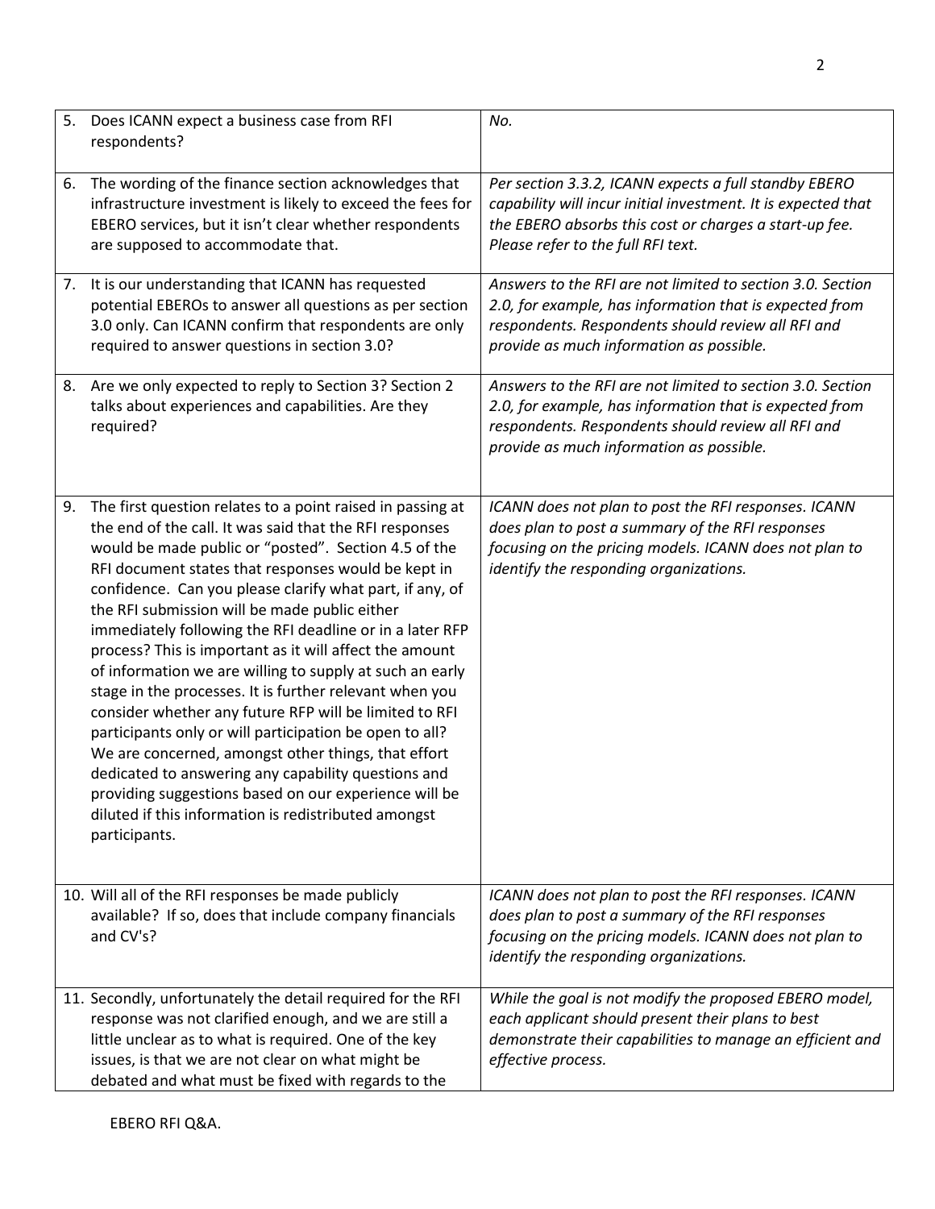| | |
|---|---|
| 5. Does ICANN expect a business case from RFI respondents? | *No.* |
| 6. The wording of the finance section acknowledges that infrastructure investment is likely to exceed the fees for EBERO services, but it isn't clear whether respondents are supposed to accommodate that. | *Per section 3.3.2, ICANN expects a full standby EBERO capability will incur initial investment. It is expected that the EBERO absorbs this cost or charges a start-up fee. Please refer to the full RFI text.* |
| 7. It is our understanding that ICANN has requested potential EBEROs to answer all questions as per section 3.0 only. Can ICANN confirm that respondents are only required to answer questions in section 3.0? | *Answers to the RFI are not limited to section 3.0. Section 2.0, for example, has information that is expected from respondents. Respondents should review all RFI and provide as much information as possible.* |
| 8. Are we only expected to reply to Section 3? Section 2 talks about experiences and capabilities. Are they required? | *Answers to the RFI are not limited to section 3.0. Section 2.0, for example, has information that is expected from respondents. Respondents should review all RFI and provide as much information as possible.* |
| 9. The first question relates to a point raised in passing at the end of the call. It was said that the RFI responses would be made public or "posted". Section 4.5 of the RFI document states that responses would be kept in confidence. Can you please clarify what part, if any, of the RFI submission will be made public either immediately following the RFI deadline or in a later RFP process? This is important as it will affect the amount of information we are willing to supply at such an early stage in the processes. It is further relevant when you consider whether any future RFP will be limited to RFI participants only or will participation be open to all? We are concerned, amongst other things, that effort dedicated to answering any capability questions and providing suggestions based on our experience will be diluted if this information is redistributed amongst participants. | *ICANN does not plan to post the RFI responses. ICANN does plan to post a summary of the RFI responses focusing on the pricing models. ICANN does not plan to identify the responding organizations.* |
| 10. Will all of the RFI responses be made publicly available? If so, does that include company financials and CV's? | *ICANN does not plan to post the RFI responses. ICANN does plan to post a summary of the RFI responses focusing on the pricing models. ICANN does not plan to identify the responding organizations.* |
| 11. Secondly, unfortunately the detail required for the RFI response was not clarified enough, and we are still a little unclear as to what is required. One of the key issues, is that we are not clear on what might be debated and what must be fixed with regards to the | *While the goal is not modify the proposed EBERO model, each applicant should present their plans to best demonstrate their capabilities to manage an efficient and effective process.* |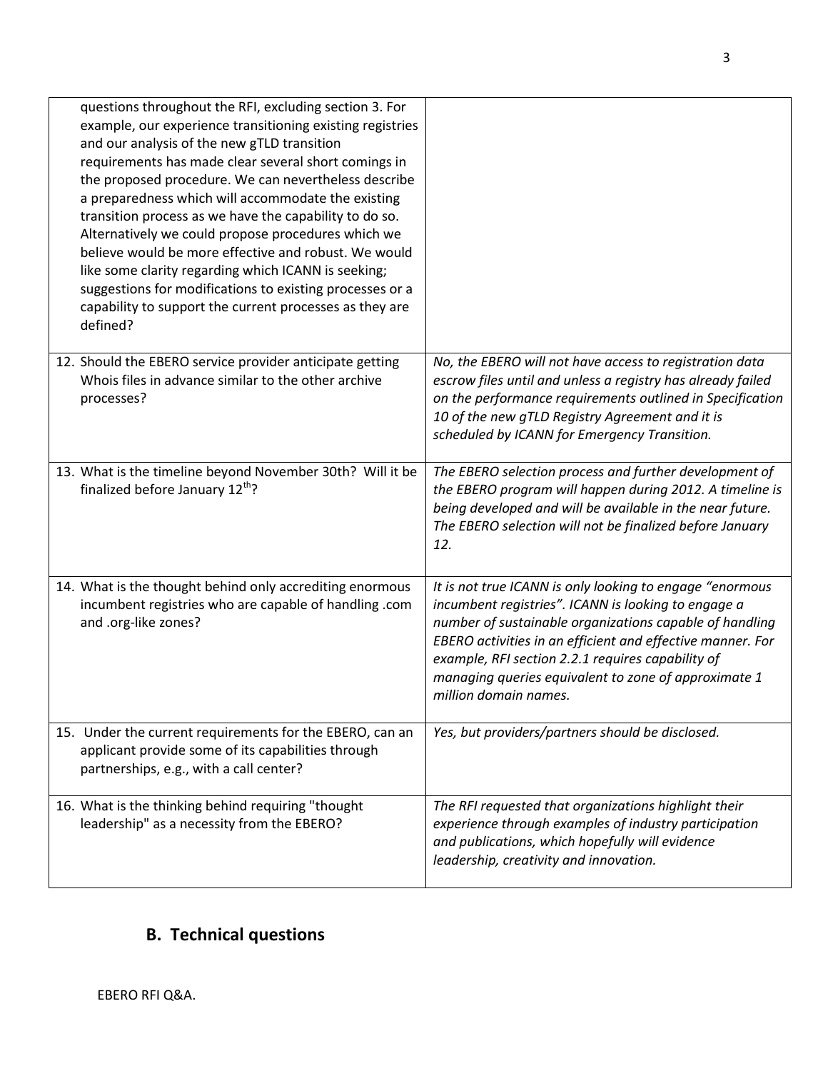| | |
|---|---|
| questions throughout the RFI, excluding section 3. For example, our experience transitioning existing registries and our analysis of the new gTLD transition requirements has made clear several short comings in the proposed procedure. We can nevertheless describe a preparedness which will accommodate the existing transition process as we have the capability to do so. Alternatively we could propose procedures which we believe would be more effective and robust. We would like some clarity regarding which ICANN is seeking; suggestions for modifications to existing processes or a capability to support the current processes as they are defined? | |
| 12. Should the EBERO service provider anticipate getting Whois files in advance similar to the other archive processes? | *No, the EBERO will not have access to registration data escrow files until and unless a registry has already failed on the performance requirements outlined in Specification 10 of the new gTLD Registry Agreement and it is scheduled by ICANN for Emergency Transition.* |
| 13. What is the timeline beyond November 30th? Will it be finalized before January 12th? | *The EBERO selection process and further development of the EBERO program will happen during 2012. A timeline is being developed and will be available in the near future. The EBERO selection will not be finalized before January 12.* |
| 14. What is the thought behind only accrediting enormous incumbent registries who are capable of handling .com and .org-like zones? | *It is not true ICANN is only looking to engage "enormous incumbent registries". ICANN is looking to engage a number of sustainable organizations capable of handling EBERO activities in an efficient and effective manner. For example, RFI section 2.2.1 requires capability of managing queries equivalent to zone of approximate 1 million domain names.* |
| 15. Under the current requirements for the EBERO, can an applicant provide some of its capabilities through partnerships, e.g., with a call center? | *Yes, but providers/partners should be disclosed.* |
| 16. What is the thinking behind requiring "thought leadership" as a necessity from the EBERO? | *The RFI requested that organizations highlight their experience through examples of industry participation and publications, which hopefully will evidence leadership, creativity and innovation.* |

## B. Technical questions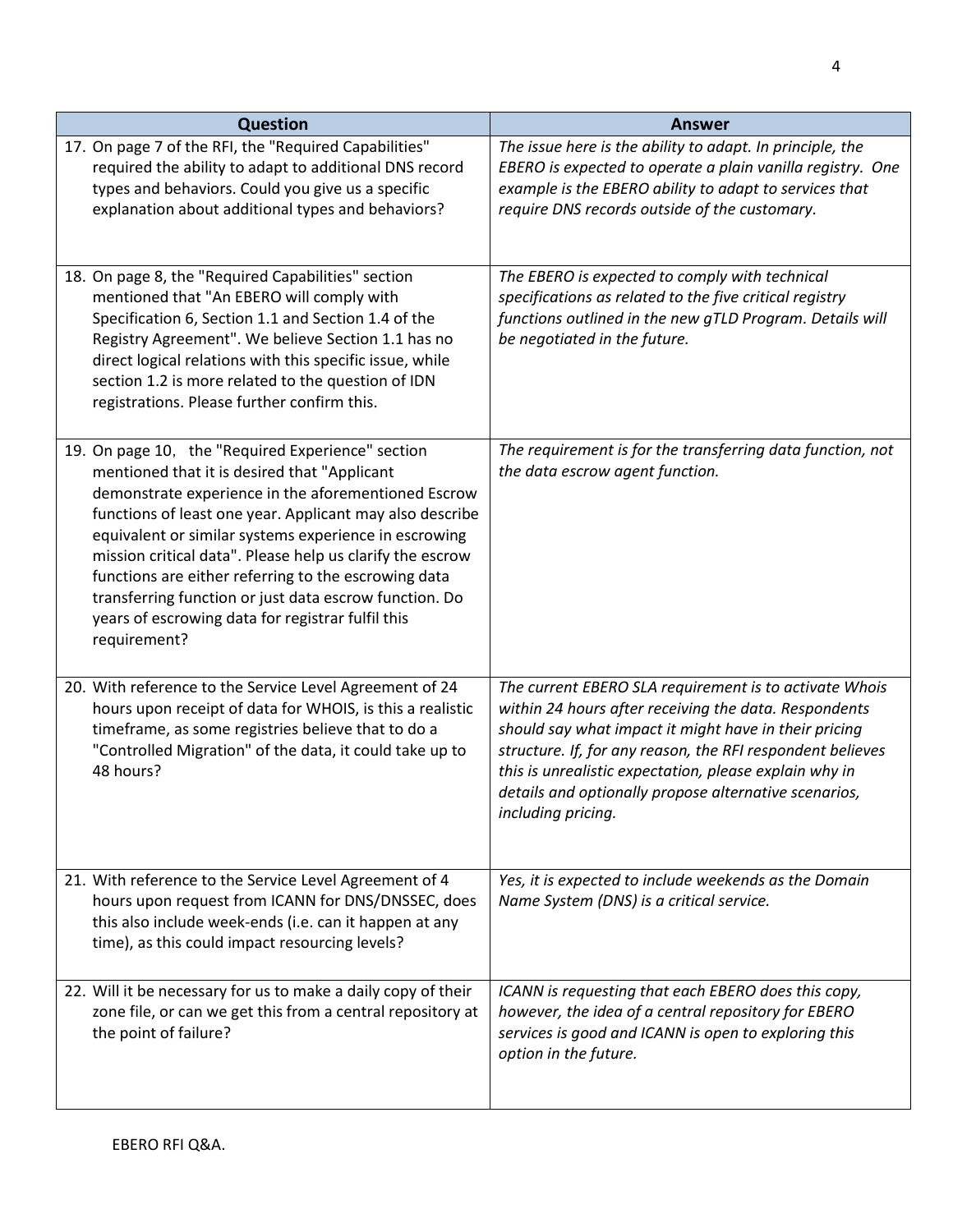| Question | Answer |
| --- | --- |
| 17. On page 7 of the RFI, the "Required Capabilities" required the ability to adapt to additional DNS record types and behaviors. Could you give us a specific explanation about additional types and behaviors? | *The issue here is the ability to adapt. In principle, the EBERO is expected to operate a plain vanilla registry. One example is the EBERO ability to adapt to services that require DNS records outside of the customary.* |
| 18. On page 8, the "Required Capabilities" section mentioned that "An EBERO will comply with Specification 6, Section 1.1 and Section 1.4 of the Registry Agreement". We believe Section 1.1 has no direct logical relations with this specific issue, while section 1.2 is more related to the question of IDN registrations. Please further confirm this. | *The EBERO is expected to comply with technical specifications as related to the five critical registry functions outlined in the new gTLD Program. Details will be negotiated in the future.* |
| 19. On page 10, the "Required Experience" section mentioned that it is desired that "Applicant demonstrate experience in the aforementioned Escrow functions of least one year. Applicant may also describe equivalent or similar systems experience in escrowing mission critical data". Please help us clarify the escrow functions are either referring to the escrowing data transferring function or just data escrow function. Do years of escrowing data for registrar fulfil this requirement? | *The requirement is for the transferring data function, not the data escrow agent function.* |
| 20. With reference to the Service Level Agreement of 24 hours upon receipt of data for WHOIS, is this a realistic timeframe, as some registries believe that to do a "Controlled Migration" of the data, it could take up to 48 hours? | *The current EBERO SLA requirement is to activate Whois within 24 hours after receiving the data. Respondents should say what impact it might have in their pricing structure. If, for any reason, the RFI respondent believes this is unrealistic expectation, please explain why in details and optionally propose alternative scenarios, including pricing.* |
| 21. With reference to the Service Level Agreement of 4 hours upon request from ICANN for DNS/DNSSEC, does this also include week-ends (i.e. can it happen at any time), as this could impact resourcing levels? | *Yes, it is expected to include weekends as the Domain Name System (DNS) is a critical service.* |
| 22. Will it be necessary for us to make a daily copy of their zone file, or can we get this from a central repository at the point of failure? | *ICANN is requesting that each EBERO does this copy, however, the idea of a central repository for EBERO services is good and ICANN is open to exploring this option in the future.* |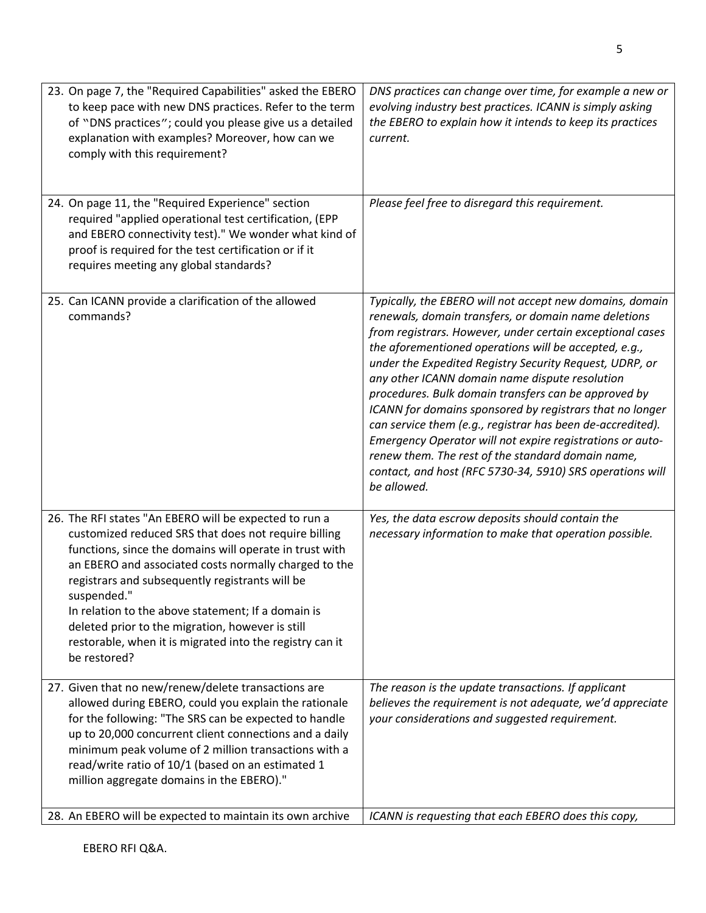| | |
|---|---|
| 23. On page 7, the "Required Capabilities" asked the EBERO to keep pace with new DNS practices. Refer to the term of "DNS practices"; could you please give us a detailed explanation with examples? Moreover, how can we comply with this requirement? | *DNS practices can change over time, for example a new or evolving industry best practices. ICANN is simply asking the EBERO to explain how it intends to keep its practices current.* |
| 24. On page 11, the "Required Experience" section required "applied operational test certification, (EPP and EBERO connectivity test)." We wonder what kind of proof is required for the test certification or if it requires meeting any global standards? | *Please feel free to disregard this requirement.* |
| 25. Can ICANN provide a clarification of the allowed commands? | *Typically, the EBERO will not accept new domains, domain renewals, domain transfers, or domain name deletions from registrars. However, under certain exceptional cases the aforementioned operations will be accepted, e.g., under the Expedited Registry Security Request, UDRP, or any other ICANN domain name dispute resolution procedures. Bulk domain transfers can be approved by ICANN for domains sponsored by registrars that no longer can service them (e.g., registrar has been de-accredited). Emergency Operator will not expire registrations or auto-renew them. The rest of the standard domain name, contact, and host (RFC 5730-34, 5910) SRS operations will be allowed.* |
| 26. The RFI states "An EBERO will be expected to run a customized reduced SRS that does not require billing functions, since the domains will operate in trust with an EBERO and associated costs normally charged to the registrars and subsequently registrants will be suspended." In relation to the above statement; If a domain is deleted prior to the migration, however is still restorable, when it is migrated into the registry can it be restored? | *Yes, the data escrow deposits should contain the necessary information to make that operation possible.* |
| 27. Given that no new/renew/delete transactions are allowed during EBERO, could you explain the rationale for the following: "The SRS can be expected to handle up to 20,000 concurrent client connections and a daily minimum peak volume of 2 million transactions with a read/write ratio of 10/1 (based on an estimated 1 million aggregate domains in the EBERO)." | *The reason is the update transactions. If applicant believes the requirement is not adequate, we'd appreciate your considerations and suggested requirement.* |
| 28. An EBERO will be expected to maintain its own archive | *ICANN is requesting that each EBERO does this copy,* |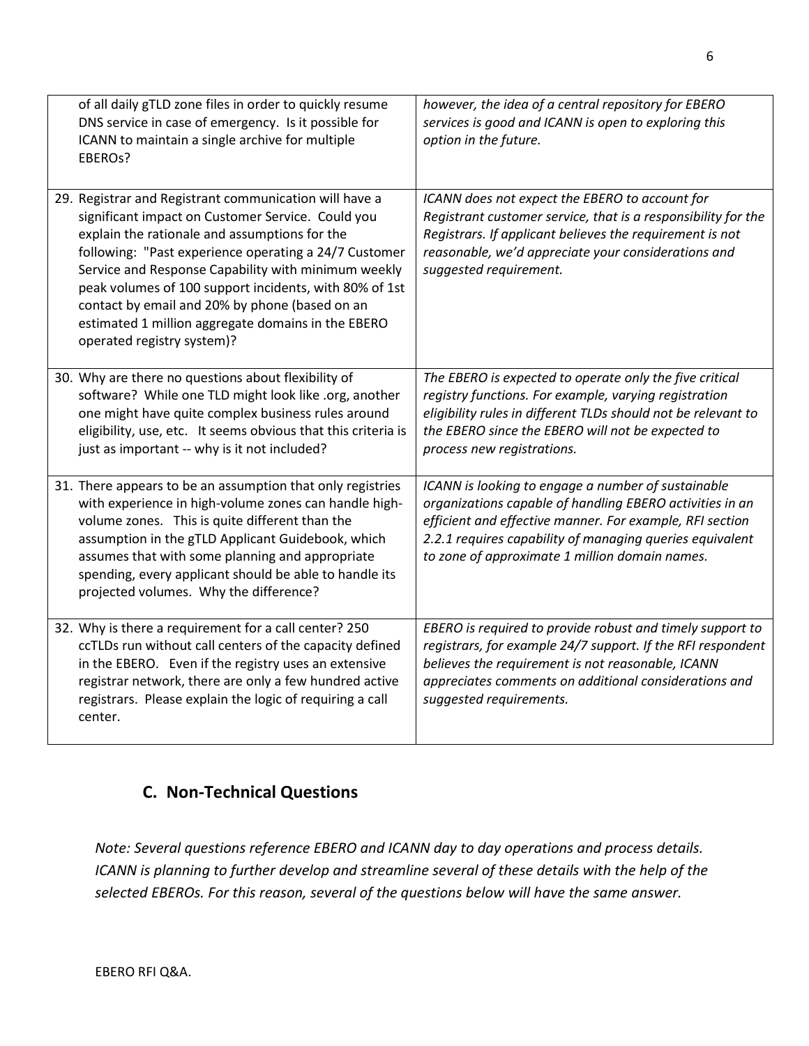| | |
|---|---|
| of all daily gTLD zone files in order to quickly resume DNS service in case of emergency. Is it possible for ICANN to maintain a single archive for multiple EBEROs? | *however, the idea of a central repository for EBERO services is good and ICANN is open to exploring this option in the future.* |
| 29. Registrar and Registrant communication will have a significant impact on Customer Service. Could you explain the rationale and assumptions for the following: "Past experience operating a 24/7 Customer Service and Response Capability with minimum weekly peak volumes of 100 support incidents, with 80% of 1st contact by email and 20% by phone (based on an estimated 1 million aggregate domains in the EBERO operated registry system)? | *ICANN does not expect the EBERO to account for Registrant customer service, that is a responsibility for the Registrars. If applicant believes the requirement is not reasonable, we'd appreciate your considerations and suggested requirement.* |
| 30. Why are there no questions about flexibility of software? While one TLD might look like .org, another one might have quite complex business rules around eligibility, use, etc. It seems obvious that this criteria is just as important -- why is it not included? | *The EBERO is expected to operate only the five critical registry functions. For example, varying registration eligibility rules in different TLDs should not be relevant to the EBERO since the EBERO will not be expected to process new registrations.* |
| 31. There appears to be an assumption that only registries with experience in high-volume zones can handle high-volume zones. This is quite different than the assumption in the gTLD Applicant Guidebook, which assumes that with some planning and appropriate spending, every applicant should be able to handle its projected volumes. Why the difference? | *ICANN is looking to engage a number of sustainable organizations capable of handling EBERO activities in an efficient and effective manner. For example, RFI section 2.2.1 requires capability of managing queries equivalent to zone of approximate 1 million domain names.* |
| 32. Why is there a requirement for a call center? 250 ccTLDs run without call centers of the capacity defined in the EBERO. Even if the registry uses an extensive registrar network, there are only a few hundred active registrars. Please explain the logic of requiring a call center. | *EBERO is required to provide robust and timely support to registrars, for example 24/7 support. If the RFI respondent believes the requirement is not reasonable, ICANN appreciates comments on additional considerations and suggested requirements.* |

## C. Non-Technical Questions

*Note: Several questions reference EBERO and ICANN day to day operations and process details. ICANN is planning to further develop and streamline several of these details with the help of the selected EBEROs. For this reason, several of the questions below will have the same answer.*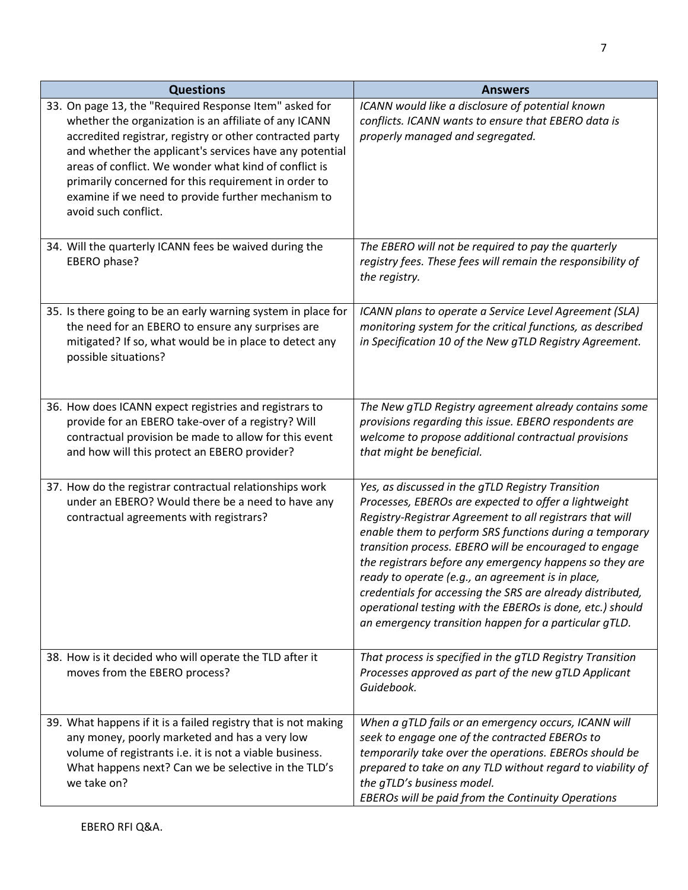| Questions | Answers |
|---|---|
| 33. On page 13, the "Required Response Item" asked for whether the organization is an affiliate of any ICANN accredited registrar, registry or other contracted party and whether the applicant's services have any potential areas of conflict. We wonder what kind of conflict is primarily concerned for this requirement in order to examine if we need to provide further mechanism to avoid such conflict. | *ICANN would like a disclosure of potential known conflicts. ICANN wants to ensure that EBERO data is properly managed and segregated.* |
| 34. Will the quarterly ICANN fees be waived during the EBERO phase? | *The EBERO will not be required to pay the quarterly registry fees. These fees will remain the responsibility of the registry.* |
| 35. Is there going to be an early warning system in place for the need for an EBERO to ensure any surprises are mitigated? If so, what would be in place to detect any possible situations? | *ICANN plans to operate a Service Level Agreement (SLA) monitoring system for the critical functions, as described in Specification 10 of the New gTLD Registry Agreement.* |
| 36. How does ICANN expect registries and registrars to provide for an EBERO take-over of a registry? Will contractual provision be made to allow for this event and how will this protect an EBERO provider? | *The New gTLD Registry agreement already contains some provisions regarding this issue. EBERO respondents are welcome to propose additional contractual provisions that might be beneficial.* |
| 37. How do the registrar contractual relationships work under an EBERO? Would there be a need to have any contractual agreements with registrars? | *Yes, as discussed in the gTLD Registry Transition Processes, EBEROs are expected to offer a lightweight Registry-Registrar Agreement to all registrars that will enable them to perform SRS functions during a temporary transition process. EBERO will be encouraged to engage the registrars before any emergency happens so they are ready to operate (e.g., an agreement is in place, credentials for accessing the SRS are already distributed, operational testing with the EBEROs is done, etc.) should an emergency transition happen for a particular gTLD.* |
| 38. How is it decided who will operate the TLD after it moves from the EBERO process? | *That process is specified in the gTLD Registry Transition Processes approved as part of the new gTLD Applicant Guidebook.* |
| 39. What happens if it is a failed registry that is not making any money, poorly marketed and has a very low volume of registrants i.e. it is not a viable business. What happens next? Can we be selective in the TLD's we take on? | *When a gTLD fails or an emergency occurs, ICANN will seek to engage one of the contracted EBEROs to temporarily take over the operations. EBEROs should be prepared to take on any TLD without regard to viability of the gTLD's business model.* *EBEROs will be paid from the Continuity Operations* |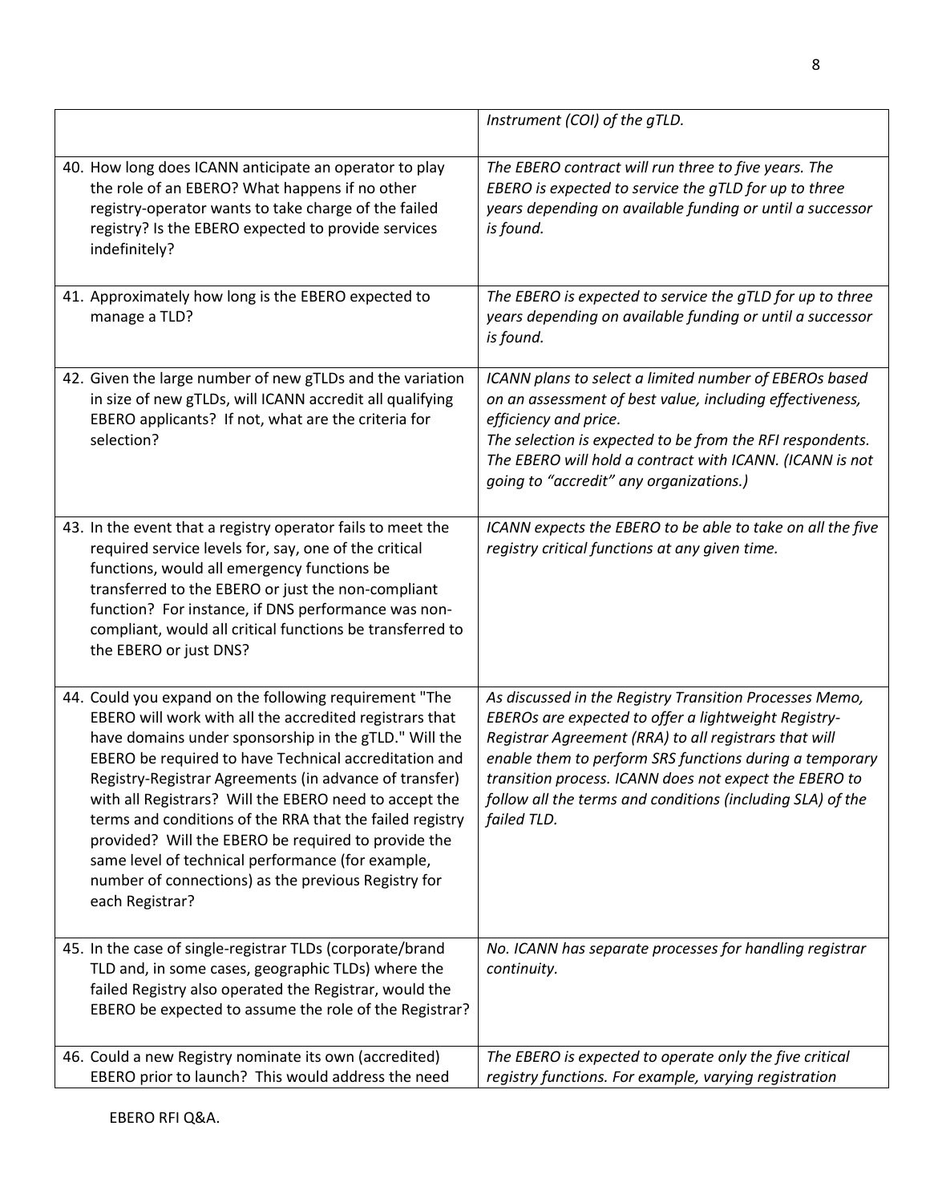| | |
|---|---|
| | *Instrument (COI) of the gTLD.* |
| 40. How long does ICANN anticipate an operator to play the role of an EBERO? What happens if no other registry-operator wants to take charge of the failed registry? Is the EBERO expected to provide services indefinitely? | *The EBERO contract will run three to five years. The EBERO is expected to service the gTLD for up to three years depending on available funding or until a successor is found.* |
| 41. Approximately how long is the EBERO expected to manage a TLD? | *The EBERO is expected to service the gTLD for up to three years depending on available funding or until a successor is found.* |
| 42. Given the large number of new gTLDs and the variation in size of new gTLDs, will ICANN accredit all qualifying EBERO applicants? If not, what are the criteria for selection? | *ICANN plans to select a limited number of EBEROs based on an assessment of best value, including effectiveness, efficiency and price.* *The selection is expected to be from the RFI respondents. The EBERO will hold a contract with ICANN. (ICANN is not going to "accredit" any organizations.)* |
| 43. In the event that a registry operator fails to meet the required service levels for, say, one of the critical functions, would all emergency functions be transferred to the EBERO or just the non-compliant function? For instance, if DNS performance was non-compliant, would all critical functions be transferred to the EBERO or just DNS? | *ICANN expects the EBERO to be able to take on all the five registry critical functions at any given time.* |
| 44. Could you expand on the following requirement "The EBERO will work with all the accredited registrars that have domains under sponsorship in the gTLD." Will the EBERO be required to have Technical accreditation and Registry-Registrar Agreements (in advance of transfer) with all Registrars? Will the EBERO need to accept the terms and conditions of the RRA that the failed registry provided? Will the EBERO be required to provide the same level of technical performance (for example, number of connections) as the previous Registry for each Registrar? | *As discussed in the Registry Transition Processes Memo, EBEROs are expected to offer a lightweight Registry-Registrar Agreement (RRA) to all registrars that will enable them to perform SRS functions during a temporary transition process. ICANN does not expect the EBERO to follow all the terms and conditions (including SLA) of the failed TLD.* |
| 45. In the case of single-registrar TLDs (corporate/brand TLD and, in some cases, geographic TLDs) where the failed Registry also operated the Registrar, would the EBERO be expected to assume the role of the Registrar? | *No. ICANN has separate processes for handling registrar continuity.* |
| 46. Could a new Registry nominate its own (accredited) EBERO prior to launch? This would address the need | *The EBERO is expected to operate only the five critical registry functions. For example, varying registration* |

EBERO RFI Q&A.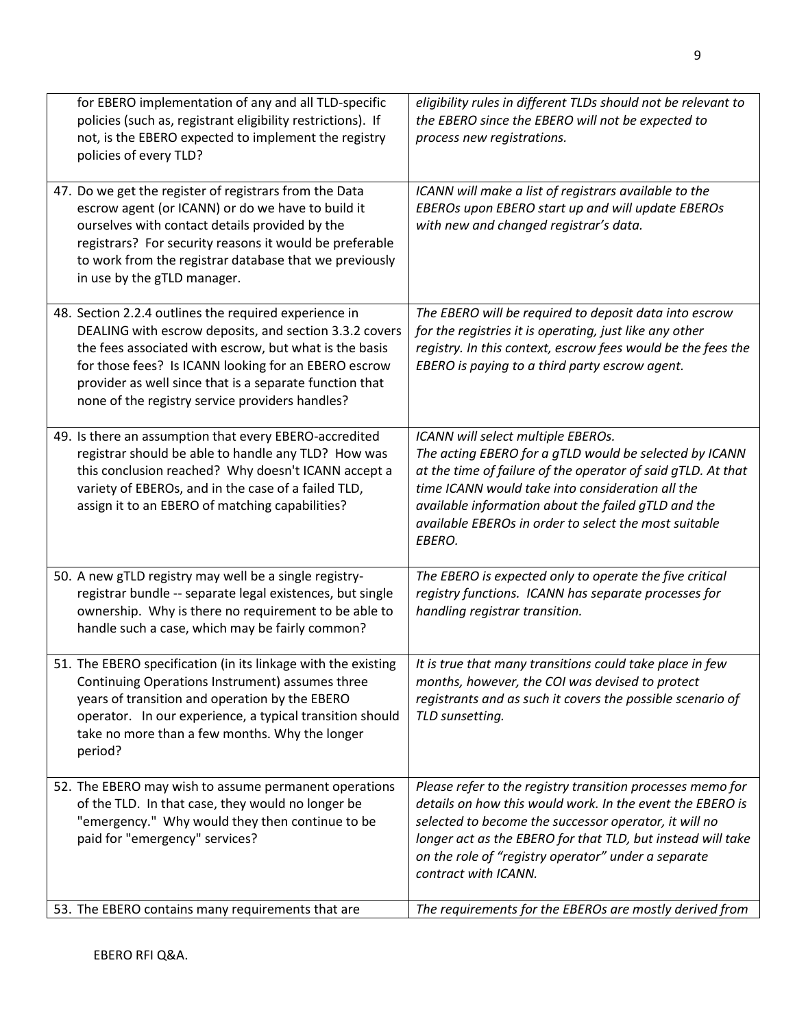| | |
|---|---|
| for EBERO implementation of any and all TLD-specific policies (such as, registrant eligibility restrictions). If not, is the EBERO expected to implement the registry policies of every TLD? | *eligibility rules in different TLDs should not be relevant to the EBERO since the EBERO will not be expected to process new registrations.* |
| 47. Do we get the register of registrars from the Data escrow agent (or ICANN) or do we have to build it ourselves with contact details provided by the registrars? For security reasons it would be preferable to work from the registrar database that we previously in use by the gTLD manager. | *ICANN will make a list of registrars available to the EBEROs upon EBERO start up and will update EBEROs with new and changed registrar's data.* |
| 48. Section 2.2.4 outlines the required experience in DEALING with escrow deposits, and section 3.3.2 covers the fees associated with escrow, but what is the basis for those fees? Is ICANN looking for an EBERO escrow provider as well since that is a separate function that none of the registry service providers handles? | *The EBERO will be required to deposit data into escrow for the registries it is operating, just like any other registry. In this context, escrow fees would be the fees the EBERO is paying to a third party escrow agent.* |
| 49. Is there an assumption that every EBERO-accredited registrar should be able to handle any TLD? How was this conclusion reached? Why doesn't ICANN accept a variety of EBEROs, and in the case of a failed TLD, assign it to an EBERO of matching capabilities? | *ICANN will select multiple EBEROs. The acting EBERO for a gTLD would be selected by ICANN at the time of failure of the operator of said gTLD. At that time ICANN would take into consideration all the available information about the failed gTLD and the available EBEROs in order to select the most suitable EBERO.* |
| 50. A new gTLD registry may well be a single registry-registrar bundle -- separate legal existences, but single ownership. Why is there no requirement to be able to handle such a case, which may be fairly common? | *The EBERO is expected only to operate the five critical registry functions. ICANN has separate processes for handling registrar transition.* |
| 51. The EBERO specification (in its linkage with the existing Continuing Operations Instrument) assumes three years of transition and operation by the EBERO operator. In our experience, a typical transition should take no more than a few months. Why the longer period? | *It is true that many transitions could take place in few months, however, the COI was devised to protect registrants and as such it covers the possible scenario of TLD sunsetting.* |
| 52. The EBERO may wish to assume permanent operations of the TLD. In that case, they would no longer be "emergency." Why would they then continue to be paid for "emergency" services? | *Please refer to the registry transition processes memo for details on how this would work. In the event the EBERO is selected to become the successor operator, it will no longer act as the EBERO for that TLD, but instead will take on the role of "registry operator" under a separate contract with ICANN.* |
| 53. The EBERO contains many requirements that are | *The requirements for the EBEROs are mostly derived from* |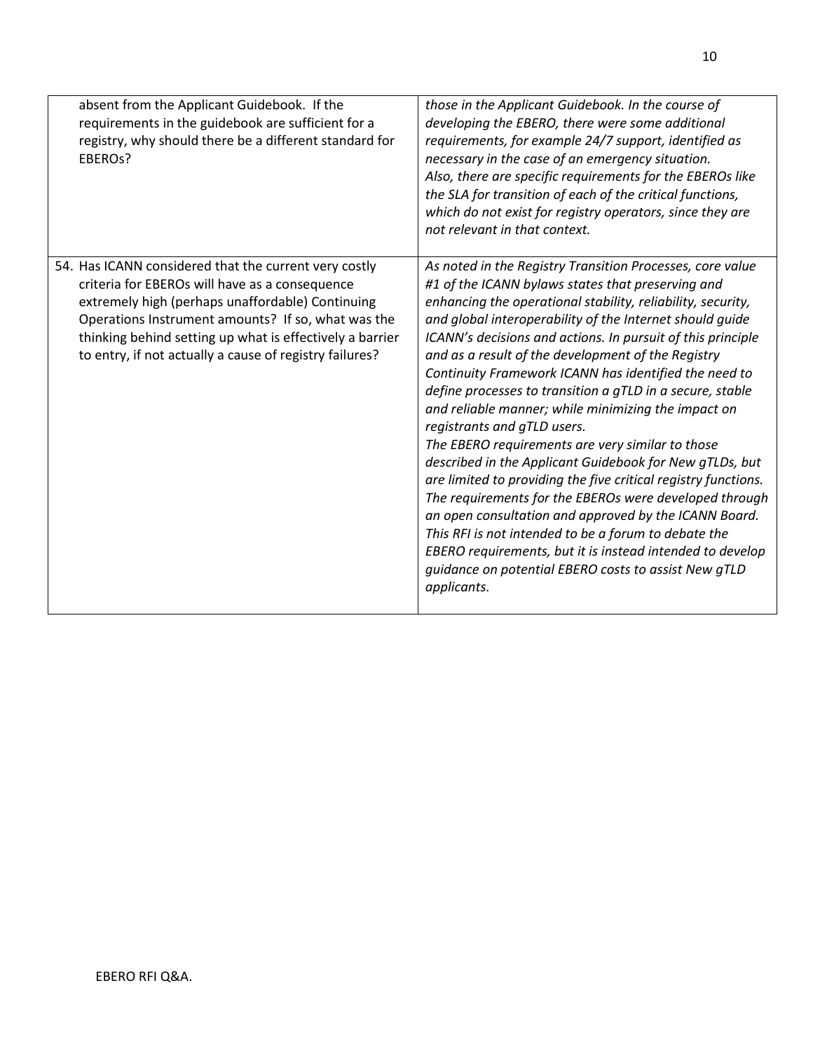| | |
|---|---|
| absent from the Applicant Guidebook. If the requirements in the guidebook are sufficient for a registry, why should there be a different standard for EBEROs? | *those in the Applicant Guidebook. In the course of developing the EBERO, there were some additional requirements, for example 24/7 support, identified as necessary in the case of an emergency situation.* *Also, there are specific requirements for the EBEROs like the SLA for transition of each of the critical functions, which do not exist for registry operators, since they are not relevant in that context.* |
| 54. Has ICANN considered that the current very costly criteria for EBEROs will have as a consequence extremely high (perhaps unaffordable) Continuing Operations Instrument amounts? If so, what was the thinking behind setting up what is effectively a barrier to entry, if not actually a cause of registry failures? | *As noted in the Registry Transition Processes, core value #1 of the ICANN bylaws states that preserving and enhancing the operational stability, reliability, security, and global interoperability of the Internet should guide ICANN's decisions and actions. In pursuit of this principle and as a result of the development of the Registry Continuity Framework ICANN has identified the need to define processes to transition a gTLD in a secure, stable and reliable manner; while minimizing the impact on registrants and gTLD users.* *The EBERO requirements are very similar to those described in the Applicant Guidebook for New gTLDs, but are limited to providing the five critical registry functions. The requirements for the EBEROs were developed through an open consultation and approved by the ICANN Board. This RFI is not intended to be a forum to debate the EBERO requirements, but it is instead intended to develop guidance on potential EBERO costs to assist New gTLD applicants.* |